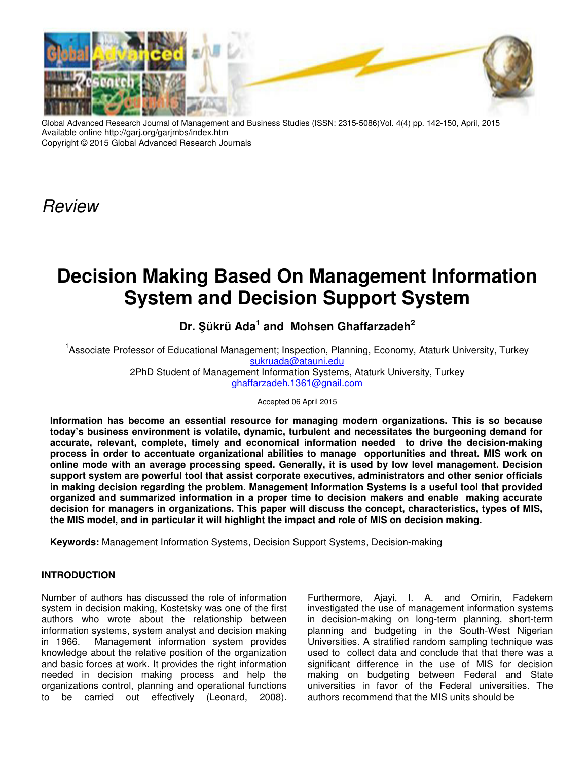Global Advanced Research Journal of Management and Business Studies (ISSN: 2315-5086)Vol. 4(4) pp. 142-150, April, 2015
Available online http://garj.org/garjmbs/index.htm
Copyright © 2015 Global Advanced Research Journals

*Review*

# Decision Making Based On Management Information System and Decision Support System

**Dr. Şükrü Ada[1] and Mohsen Ghaffarzadeh[2]**

[1]Associate Professor of Educational Management; Inspection, Planning, Economy, Ataturk University, Turkey
sukruada@atauni.edu
2PhD Student of Management Information Systems, Ataturk University, Turkey
ghaffarzadeh.1361@gnail.com

Accepted 06 April 2015

**Information has become an essential resource for managing modern organizations. This is so because today's business environment is volatile, dynamic, turbulent and necessitates the burgeoning demand for accurate, relevant, complete, timely and economical information needed to drive the decision-making process in order to accentuate organizational abilities to manage opportunities and threat. MIS work on online mode with an average processing speed. Generally, it is used by low level management. Decision support system are powerful tool that assist corporate executives, administrators and other senior officials in making decision regarding the problem. Management Information Systems is a useful tool that provided organized and summarized information in a proper time to decision makers and enable making accurate decision for managers in organizations. This paper will discuss the concept, characteristics, types of MIS, the MIS model, and in particular it will highlight the impact and role of MIS on decision making.**

**Keywords:** Management Information Systems, Decision Support Systems, Decision-making

## INTRODUCTION

Number of authors has discussed the role of information system in decision making, Kostetsky was one of the first authors who wrote about the relationship between information systems, system analyst and decision making in 1966. Management information system provides knowledge about the relative position of the organization and basic forces at work. It provides the right information needed in decision making process and help the organizations control, planning and operational functions to be carried out effectively (Leonard, 2008). Furthermore, Ajayi, I. A. and Omirin, Fadekem investigated the use of management information systems in decision-making on long-term planning, short-term planning and budgeting in the South-West Nigerian Universities. A stratified random sampling technique was used to collect data and conclude that that there was a significant difference in the use of MIS for decision making on budgeting between Federal and State universities in favor of the Federal universities. The authors recommend that the MIS units should be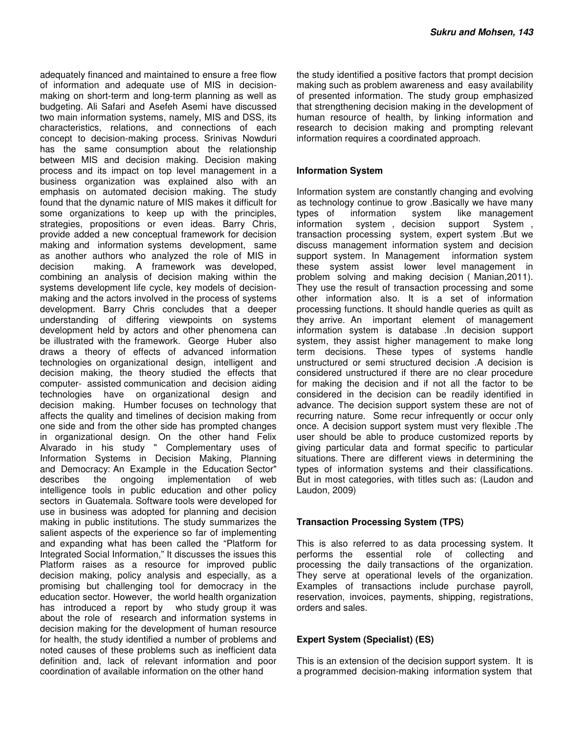adequately financed and maintained to ensure a free flow of information and adequate use of MIS in decision-making on short-term and long-term planning as well as budgeting. Ali Safari and Asefeh Asemi have discussed two main information systems, namely, MIS and DSS, its characteristics, relations, and connections of each concept to decision-making process. Srinivas Nowduri has the same consumption about the relationship between MIS and decision making. Decision making process and its impact on top level management in a business organization was explained also with an emphasis on automated decision making. The study found that the dynamic nature of MIS makes it difficult for some organizations to keep up with the principles, strategies, propositions or even ideas. Barry Chris, provide added a new conceptual framework for decision making and information systems development, same as another authors who analyzed the role of MIS in decision making. A framework was developed, combining an analysis of decision making within the systems development life cycle, key models of decision-making and the actors involved in the process of systems development. Barry Chris concludes that a deeper understanding of differing viewpoints on systems development held by actors and other phenomena can be illustrated with the framework. George Huber also draws a theory of effects of advanced information technologies on organizational design, intelligent and decision making, the theory studied the effects that computer- assisted communication and decision aiding technologies have on organizational design and decision making. Humber focuses on technology that affects the quality and timelines of decision making from one side and from the other side has prompted changes in organizational design. On the other hand Felix Alvarado in his study " Complementary uses of Information Systems in Decision Making, Planning and Democracy: An Example in the Education Sector" describes the ongoing implementation of web intelligence tools in public education and other policy sectors in Guatemala. Software tools were developed for use in business was adopted for planning and decision making in public institutions. The study summarizes the salient aspects of the experience so far of implementing and expanding what has been called the "Platform for Integrated Social Information," It discusses the issues this Platform raises as a resource for improved public decision making, policy analysis and especially, as a promising but challenging tool for democracy in the education sector. However, the world health organization has introduced a report by who study group it was about the role of research and information systems in decision making for the development of human resource for health, the study identified a number of problems and noted causes of these problems such as inefficient data definition and, lack of relevant information and poor coordination of available information on the other hand the study identified a positive factors that prompt decision making such as problem awareness and easy availability of presented information. The study group emphasized that strengthening decision making in the development of human resource of health, by linking information and research to decision making and prompting relevant information requires a coordinated approach.

## Information System

Information system are constantly changing and evolving as technology continue to grow .Basically we have many types of information system like management information system , decision support System , transaction processing system, expert system .But we discuss management information system and decision support system. In Management information system these system assist lower level management in problem solving and making decision ( Manian,2011). They use the result of transaction processing and some other information also. It is a set of information processing functions. It should handle queries as quilt as they arrive. An important element of management information system is database .In decision support system, they assist higher management to make long term decisions. These types of systems handle unstructured or semi structured decision .A decision is considered unstructured if there are no clear procedure for making the decision and if not all the factor to be considered in the decision can be readily identified in advance. The decision support system these are not of recurring nature. Some recur infrequently or occur only once. A decision support system must very flexible .The user should be able to produce customized reports by giving particular data and format specific to particular situations. There are different views in determining the types of information systems and their classifications. But in most categories, with titles such as: (Laudon and Laudon, 2009)

## Transaction Processing System (TPS)

This is also referred to as data processing system. It performs the essential role of collecting and processing the daily transactions of the organization. They serve at operational levels of the organization. Examples of transactions include purchase payroll, reservation, invoices, payments, shipping, registrations, orders and sales.

## Expert System (Specialist) (ES)

This is an extension of the decision support system. It is a programmed decision-making information system that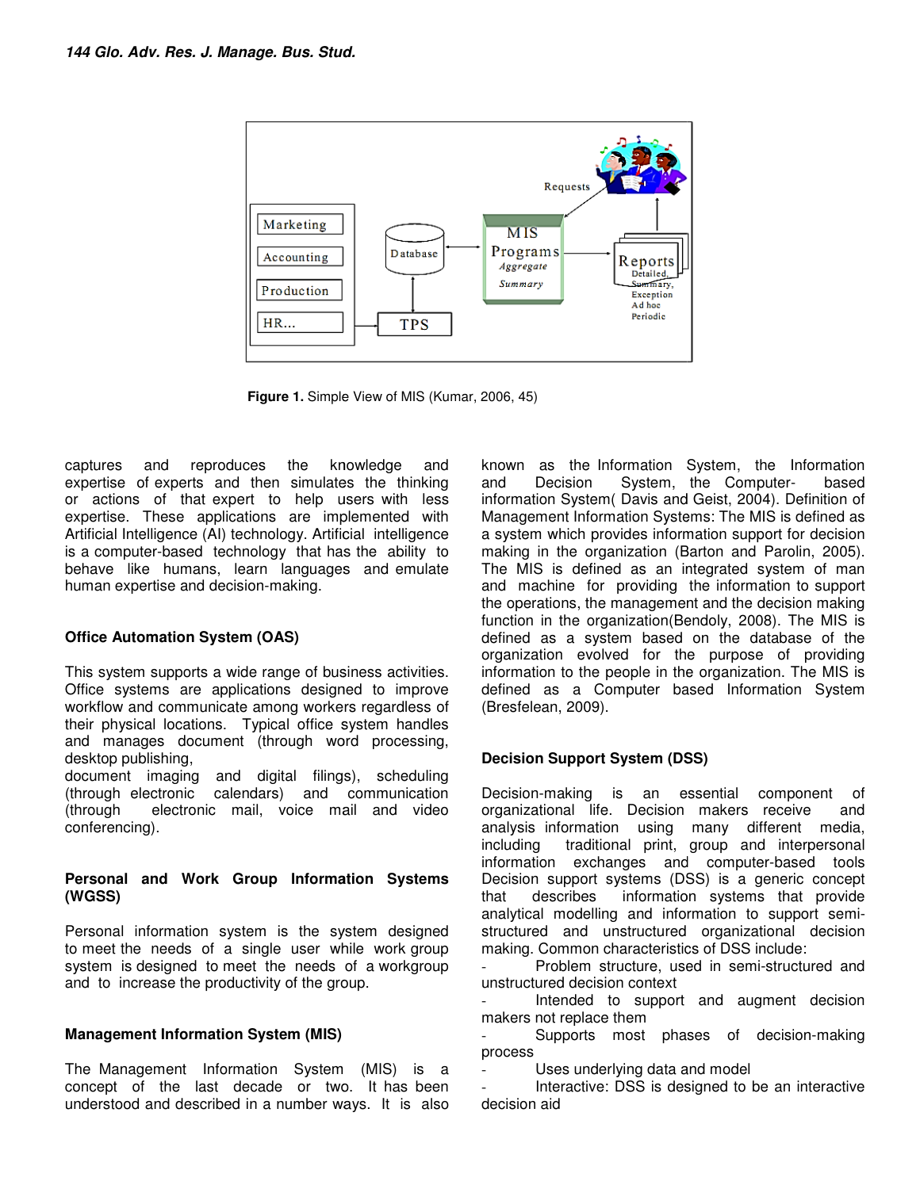Figure 1. Simple View of MIS (Kumar, 2006, 45)

captures and reproduces the knowledge and expertise of experts and then simulates the thinking or actions of that expert to help users with less expertise. These applications are implemented with Artificial Intelligence (AI) technology. Artificial intelligence is a computer-based technology that has the ability to behave like humans, learn languages and emulate human expertise and decision-making.

### Office Automation System (OAS)

This system supports a wide range of business activities. Office systems are applications designed to improve workflow and communicate among workers regardless of their physical locations. Typical office system handles and manages document (through word processing, desktop publishing, document imaging and digital filings), scheduling (through electronic calendars) and communication (through electronic mail, voice mail and video conferencing).

### Personal and Work Group Information Systems (WGSS)

Personal information system is the system designed to meet the needs of a single user while work group system is designed to meet the needs of a workgroup and to increase the productivity of the group.

### Management Information System (MIS)

The Management Information System (MIS) is a concept of the last decade or two. It has been understood and described in a number ways. It is also known as the Information System, the Information and Decision System, the Computer- based information System( Davis and Geist, 2004). Definition of Management Information Systems: The MIS is defined as a system which provides information support for decision making in the organization (Barton and Parolin, 2005). The MIS is defined as an integrated system of man and machine for providing the information to support the operations, the management and the decision making function in the organization(Bendoly, 2008). The MIS is defined as a system based on the database of the organization evolved for the purpose of providing information to the people in the organization. The MIS is defined as a Computer based Information System (Bresfelean, 2009).

### Decision Support System (DSS)

Decision-making is an essential component of organizational life. Decision makers receive and analysis information using many different media, including traditional print, group and interpersonal information exchanges and computer-based tools Decision support systems (DSS) is a generic concept that describes information systems that provide analytical modelling and information to support semi-structured and unstructured organizational decision making. Common characteristics of DSS include:

- Problem structure, used in semi-structured and unstructured decision context
- Intended to support and augment decision makers not replace them
- Supports most phases of decision-making process
- Uses underlying data and model
- Interactive: DSS is designed to be an interactive decision aid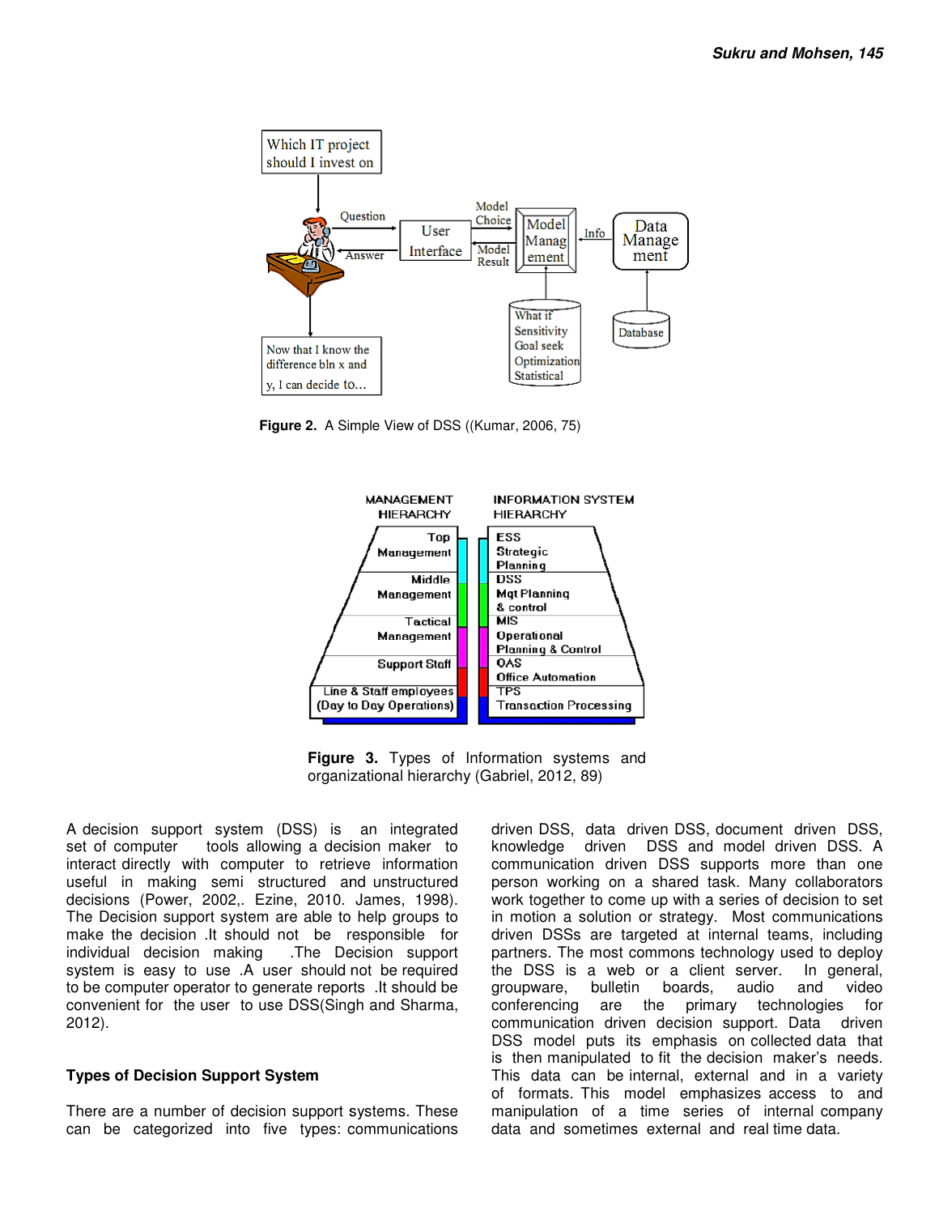Figure 2. A Simple View of DSS ((Kumar, 2006, 75)

Figure 3. Types of Information systems and organizational hierarchy (Gabriel, 2012, 89)

A decision support system (DSS) is an integrated set of computer tools allowing a decision maker to interact directly with computer to retrieve information useful in making semi structured and unstructured decisions (Power, 2002,. Ezine, 2010. James, 1998). The Decision support system are able to help groups to make the decision .It should not be responsible for individual decision making .The Decision support system is easy to use .A user should not be required to be computer operator to generate reports .It should be convenient for the user to use DSS(Singh and Sharma, 2012).

## Types of Decision Support System

There are a number of decision support systems. These can be categorized into five types: communications driven DSS, data driven DSS, document driven DSS, knowledge driven DSS and model driven DSS. A communication driven DSS supports more than one person working on a shared task. Many collaborators work together to come up with a series of decision to set in motion a solution or strategy. Most communications driven DSSs are targeted at internal teams, including partners. The most commons technology used to deploy the DSS is a web or a client server. In general, groupware, bulletin boards, audio and video conferencing are the primary technologies for communication driven decision support. Data driven DSS model puts its emphasis on collected data that is then manipulated to fit the decision maker's needs. This data can be internal, external and in a variety of formats. This model emphasizes access to and manipulation of a time series of internal company data and sometimes external and real time data.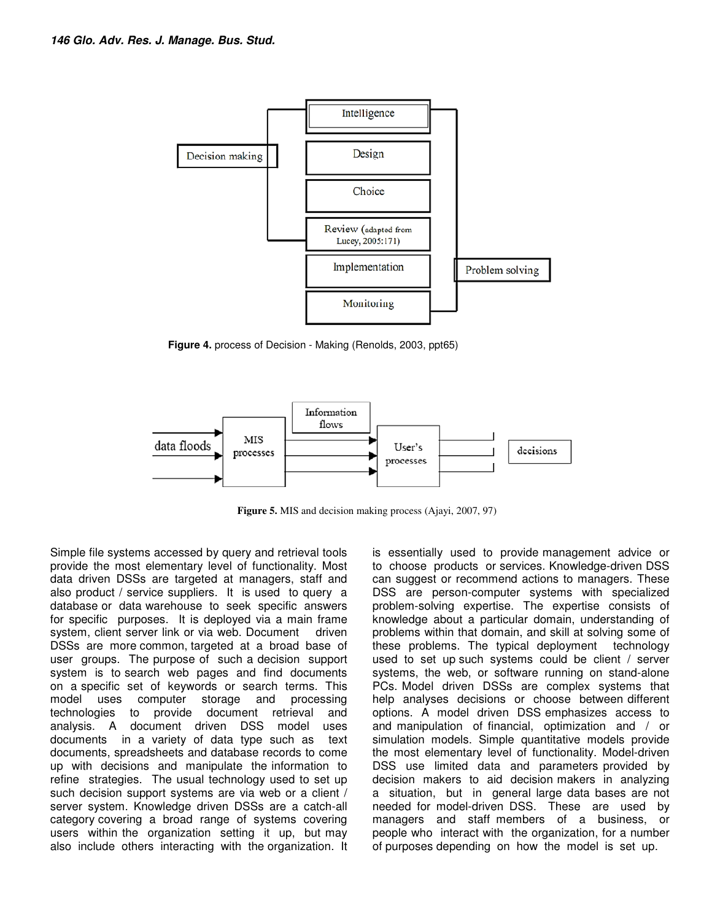**Figure 4.** process of Decision - Making (Renolds, 2003, ppt65)

**Figure 5.** MIS and decision making process (Ajayi, 2007, 97)

Simple file systems accessed by query and retrieval tools provide the most elementary level of functionality. Most data driven DSSs are targeted at managers, staff and also product / service suppliers. It is used to query a database or data warehouse to seek specific answers for specific purposes. It is deployed via a main frame system, client server link or via web. Document driven DSSs are more common, targeted at a broad base of user groups. The purpose of such a decision support system is to search web pages and find documents on a specific set of keywords or search terms. This model uses computer storage and processing technologies to provide document retrieval and analysis. A document driven DSS model uses documents in a variety of data type such as text documents, spreadsheets and database records to come up with decisions and manipulate the information to refine strategies. The usual technology used to set up such decision support systems are via web or a client / server system. Knowledge driven DSSs are a catch-all category covering a broad range of systems covering users within the organization setting it up, but may also include others interacting with the organization. It is essentially used to provide management advice or to choose products or services. Knowledge-driven DSS can suggest or recommend actions to managers. These DSS are person-computer systems with specialized problem-solving expertise. The expertise consists of knowledge about a particular domain, understanding of problems within that domain, and skill at solving some of these problems. The typical deployment technology used to set up such systems could be client / server systems, the web, or software running on stand-alone PCs. Model driven DSSs are complex systems that help analyses decisions or choose between different options. A model driven DSS emphasizes access to and manipulation of financial, optimization and / or simulation models. Simple quantitative models provide the most elementary level of functionality. Model-driven DSS use limited data and parameters provided by decision makers to aid decision makers in analyzing a situation, but in general large data bases are not needed for model-driven DSS. These are used by managers and staff members of a business, or people who interact with the organization, for a number of purposes depending on how the model is set up.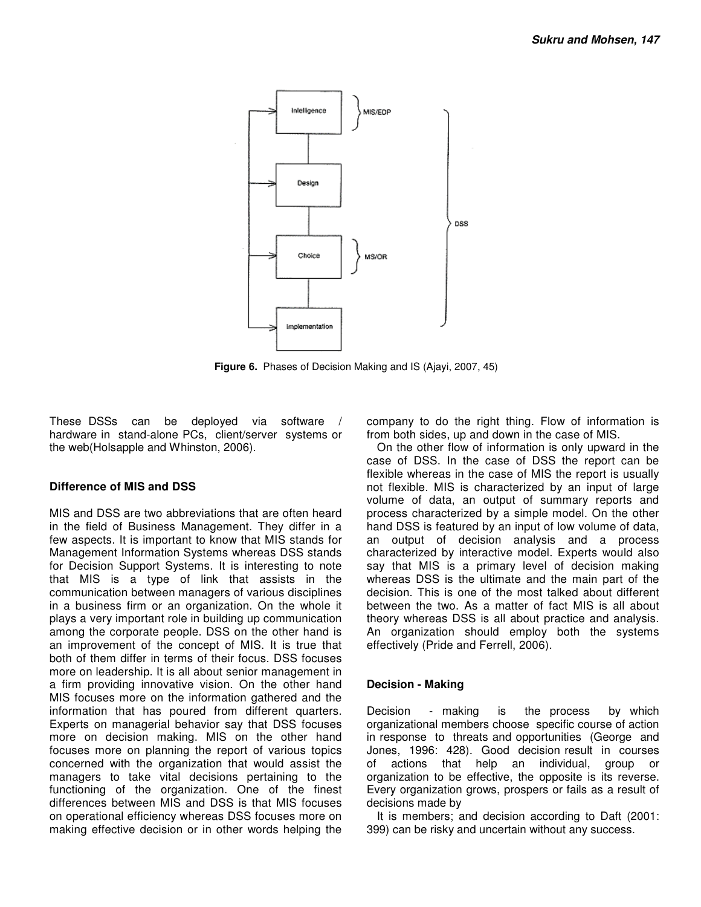Figure 6. Phases of Decision Making and IS (Ajayi, 2007, 45)

These DSSs can be deployed via software / hardware in stand-alone PCs, client/server systems or the web(Holsapple and Whinston, 2006).

### Difference of MIS and DSS

MIS and DSS are two abbreviations that are often heard in the field of Business Management. They differ in a few aspects. It is important to know that MIS stands for Management Information Systems whereas DSS stands for Decision Support Systems. It is interesting to note that MIS is a type of link that assists in the communication between managers of various disciplines in a business firm or an organization. On the whole it plays a very important role in building up communication among the corporate people. DSS on the other hand is an improvement of the concept of MIS. It is true that both of them differ in terms of their focus. DSS focuses more on leadership. It is all about senior management in a firm providing innovative vision. On the other hand MIS focuses more on the information gathered and the information that has poured from different quarters. Experts on managerial behavior say that DSS focuses more on decision making. MIS on the other hand focuses more on planning the report of various topics concerned with the organization that would assist the managers to take vital decisions pertaining to the functioning of the organization. One of the finest differences between MIS and DSS is that MIS focuses on operational efficiency whereas DSS focuses more on making effective decision or in other words helping the company to do the right thing. Flow of information is from both sides, up and down in the case of MIS.

On the other flow of information is only upward in the case of DSS. In the case of DSS the report can be flexible whereas in the case of MIS the report is usually not flexible. MIS is characterized by an input of large volume of data, an output of summary reports and process characterized by a simple model. On the other hand DSS is featured by an input of low volume of data, an output of decision analysis and a process characterized by interactive model. Experts would also say that MIS is a primary level of decision making whereas DSS is the ultimate and the main part of the decision. This is one of the most talked about different between the two. As a matter of fact MIS is all about theory whereas DSS is all about practice and analysis. An organization should employ both the systems effectively (Pride and Ferrell, 2006).

### Decision - Making

Decision - making is the process by which organizational members choose specific course of action in response to threats and opportunities (George and Jones, 1996: 428). Good decision result in courses of actions that help an individual, group or organization to be effective, the opposite is its reverse. Every organization grows, prospers or fails as a result of decisions made by

It is members; and decision according to Daft (2001: 399) can be risky and uncertain without any success.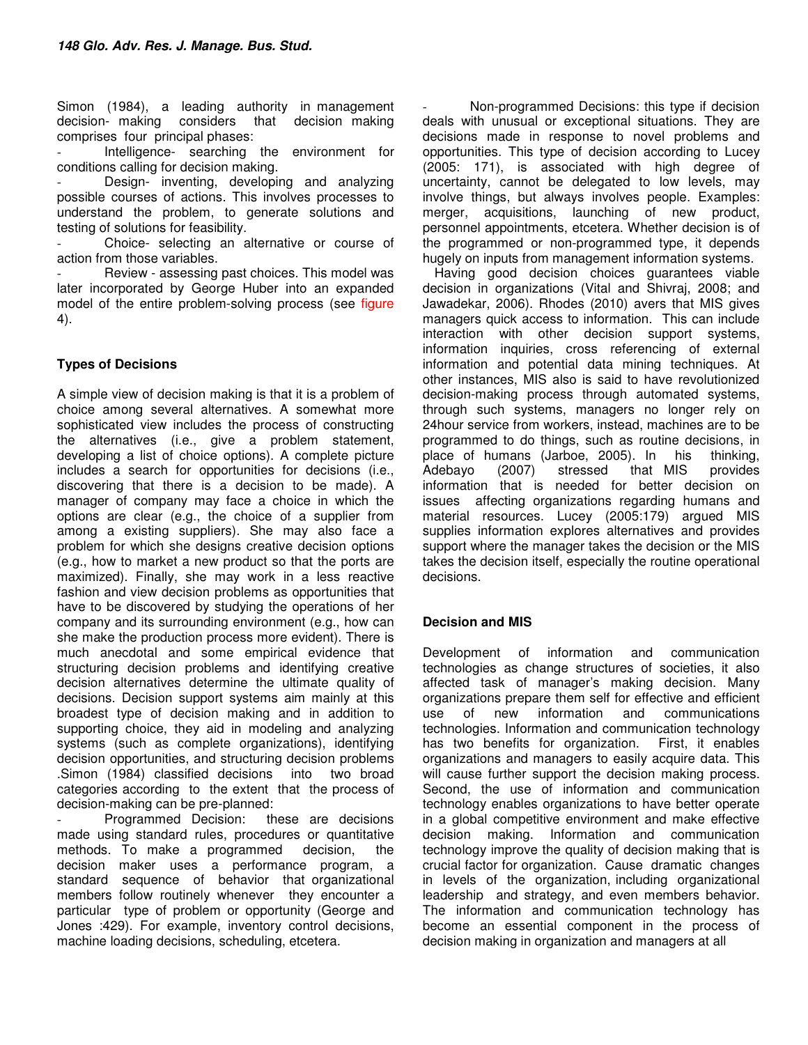Simon (1984), a leading authority in management decision- making considers that decision making comprises four principal phases:

- Intelligence- searching the environment for conditions calling for decision making.
- Design- inventing, developing and analyzing possible courses of actions. This involves processes to understand the problem, to generate solutions and testing of solutions for feasibility.
- Choice- selecting an alternative or course of action from those variables.
- Review - assessing past choices. This model was later incorporated by George Huber into an expanded model of the entire problem-solving process (see figure 4).

### Types of Decisions

A simple view of decision making is that it is a problem of choice among several alternatives. A somewhat more sophisticated view includes the process of constructing the alternatives (i.e., give a problem statement, developing a list of choice options). A complete picture includes a search for opportunities for decisions (i.e., discovering that there is a decision to be made). A manager of company may face a choice in which the options are clear (e.g., the choice of a supplier from among a existing suppliers). She may also face a problem for which she designs creative decision options (e.g., how to market a new product so that the ports are maximized). Finally, she may work in a less reactive fashion and view decision problems as opportunities that have to be discovered by studying the operations of her company and its surrounding environment (e.g., how can she make the production process more evident). There is much anecdotal and some empirical evidence that structuring decision problems and identifying creative decision alternatives determine the ultimate quality of decisions. Decision support systems aim mainly at this broadest type of decision making and in addition to supporting choice, they aid in modeling and analyzing systems (such as complete organizations), identifying decision opportunities, and structuring decision problems .Simon (1984) classified decisions into two broad categories according to the extent that the process of decision-making can be pre-planned:

- Programmed Decision: these are decisions made using standard rules, procedures or quantitative methods. To make a programmed decision, the decision maker uses a performance program, a standard sequence of behavior that organizational members follow routinely whenever they encounter a particular type of problem or opportunity (George and Jones :429). For example, inventory control decisions, machine loading decisions, scheduling, etcetera.
- Non-programmed Decisions: this type if decision deals with unusual or exceptional situations. They are decisions made in response to novel problems and opportunities. This type of decision according to Lucey (2005: 171), is associated with high degree of uncertainty, cannot be delegated to low levels, may involve things, but always involves people. Examples: merger, acquisitions, launching of new product, personnel appointments, etcetera. Whether decision is of the programmed or non-programmed type, it depends hugely on inputs from management information systems.

Having good decision choices guarantees viable decision in organizations (Vital and Shivraj, 2008; and Jawadekar, 2006). Rhodes (2010) avers that MIS gives managers quick access to information. This can include interaction with other decision support systems, information inquiries, cross referencing of external information and potential data mining techniques. At other instances, MIS also is said to have revolutionized decision-making process through automated systems, through such systems, managers no longer rely on 24hour service from workers, instead, machines are to be programmed to do things, such as routine decisions, in place of humans (Jarboe, 2005). In his thinking, Adebayo (2007) stressed that MIS provides information that is needed for better decision on issues affecting organizations regarding humans and material resources. Lucey (2005:179) argued MIS supplies information explores alternatives and provides support where the manager takes the decision or the MIS takes the decision itself, especially the routine operational decisions.

### Decision and MIS

Development of information and communication technologies as change structures of societies, it also affected task of manager's making decision. Many organizations prepare them self for effective and efficient use of new information and communications technologies. Information and communication technology has two benefits for organization. First, it enables organizations and managers to easily acquire data. This will cause further support the decision making process. Second, the use of information and communication technology enables organizations to have better operate in a global competitive environment and make effective decision making. Information and communication technology improve the quality of decision making that is crucial factor for organization. Cause dramatic changes in levels of the organization, including organizational leadership and strategy, and even members behavior. The information and communication technology has become an essential component in the process of decision making in organization and managers at all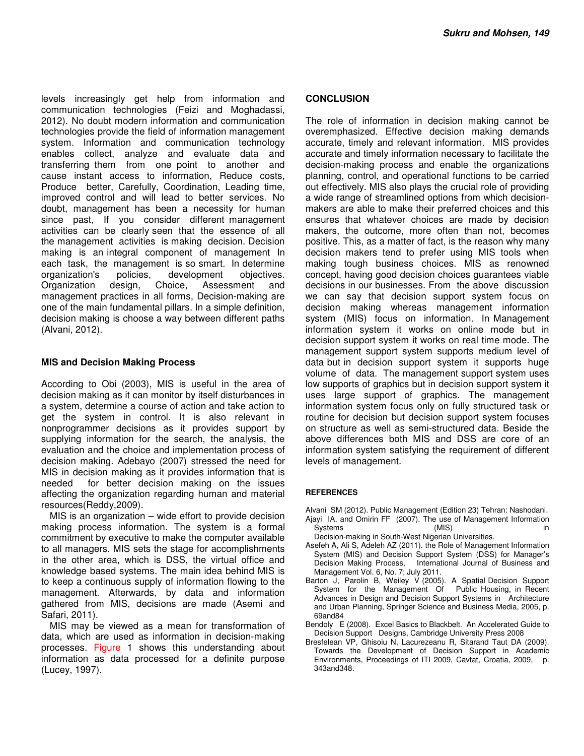levels increasingly get help from information and communication technologies (Feizi and Moghadassi, 2012). No doubt modern information and communication technologies provide the field of information management system. Information and communication technology enables collect, analyze and evaluate data and transferring them from one point to another and cause instant access to information, Reduce costs, Produce better, Carefully, Coordination, Leading time, improved control and will lead to better services. No doubt, management has been a necessity for human since past, If you consider different management activities can be clearly seen that the essence of all the management activities is making decision. Decision making is an integral component of management In each task, the management is so smart. In determine organization's policies, development objectives. Organization design, Choice, Assessment and management practices in all forms, Decision-making are one of the main fundamental pillars. In a simple definition, decision making is choose a way between different paths (Alvani, 2012).

### MIS and Decision Making Process

According to Obi (2003), MIS is useful in the area of decision making as it can monitor by itself disturbances in a system, determine a course of action and take action to get the system in control. It is also relevant in nonprogrammer decisions as it provides support by supplying information for the search, the analysis, the evaluation and the choice and implementation process of decision making. Adebayo (2007) stressed the need for MIS in decision making as it provides information that is needed for better decision making on the issues affecting the organization regarding human and material resources(Reddy,2009).

MIS is an organization – wide effort to provide decision making process information. The system is a formal commitment by executive to make the computer available to all managers. MIS sets the stage for accomplishments in the other area, which is DSS, the virtual office and knowledge based systems. The main idea behind MIS is to keep a continuous supply of information flowing to the management. Afterwards, by data and information gathered from MIS, decisions are made (Asemi and Safari, 2011).

MIS may be viewed as a mean for transformation of data, which are used as information in decision-making processes. Figure 1 shows this understanding about information as data processed for a definite purpose (Lucey, 1997).

## CONCLUSION

The role of information in decision making cannot be overemphasized. Effective decision making demands accurate, timely and relevant information. MIS provides accurate and timely information necessary to facilitate the decision-making process and enable the organizations planning, control, and operational functions to be carried out effectively. MIS also plays the crucial role of providing a wide range of streamlined options from which decision-makers are able to make their preferred choices and this ensures that whatever choices are made by decision makers, the outcome, more often than not, becomes positive. This, as a matter of fact, is the reason why many decision makers tend to prefer using MIS tools when making tough business choices. MIS as renowned concept, having good decision choices guarantees viable decisions in our businesses. From the above discussion we can say that decision support system focus on decision making whereas management information system (MIS) focus on information. In Management information system it works on online mode but in decision support system it works on real time mode. The management support system supports medium level of data but in decision support system it supports huge volume of data. The management support system uses low supports of graphics but in decision support system it uses large support of graphics. The management information system focus only on fully structured task or routine for decision but decision support system focuses on structure as well as semi-structured data. Beside the above differences both MIS and DSS are core of an information system satisfying the requirement of different levels of management.

#### REFERENCES

Alvani SM (2012). Public Management (Edition 23) Tehran: Nashodani.

Ajayi IA, and Omirin FF (2007). The use of Management Information Systems (MIS) in Decision-making in South-West Nigerian Universities.

Asefeh A, Ali S, Adeleh AZ (2011). the Role of Management Information System (MIS) and Decision Support System (DSS) for Manager's Decision Making Process, International Journal of Business and Management Vol. 6, No. 7; July 2011.

Barton J, Parolin B, Weiley V (2005). A Spatial Decision Support System for the Management Of Public Housing, in Recent Advances in Design and Decision Support Systems in Architecture and Urban Planning, Springer Science and Business Media, 2005, p. 69and84

Bendoly E (2008). Excel Basics to Blackbelt. An Accelerated Guide to Decision Support Designs, Cambridge University Press 2008

Bresfelean VP, Ghisoiu N, Lacurezeanu R, Sitarand Taut DA (2009). Towards the Development of Decision Support in Academic Environments, Proceedings of ITI 2009, Cavtat, Croatia, 2009, p. 343and348.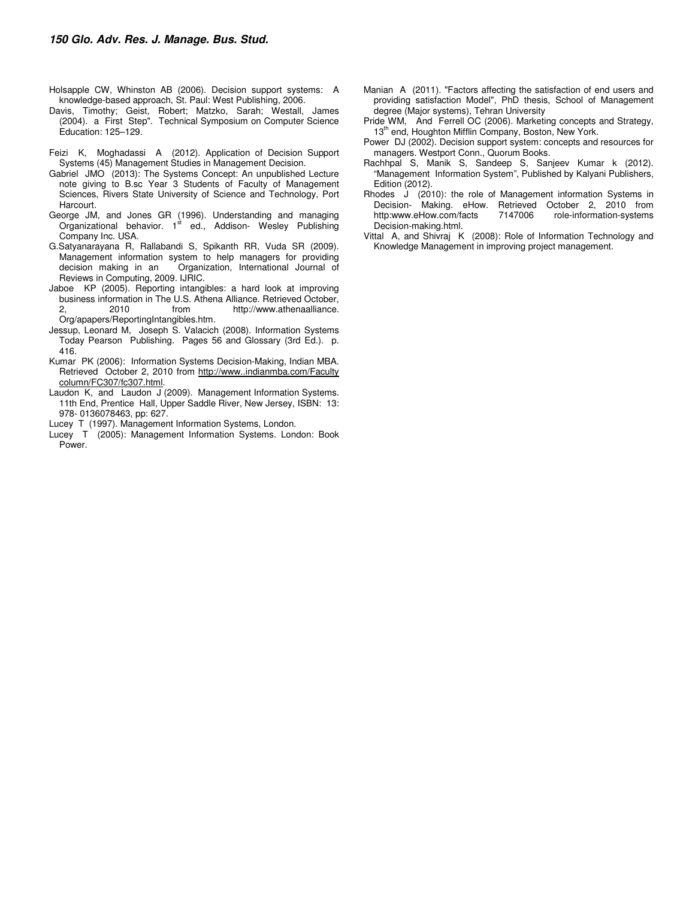Holsapple CW, Whinston AB (2006). Decision support systems: A knowledge-based approach, St. Paul: West Publishing, 2006.

Davis, Timothy; Geist, Robert; Matzko, Sarah; Westall, James (2004). a First Step". Technical Symposium on Computer Science Education: 125–129.

Feizi K, Moghadassi A (2012). Application of Decision Support Systems (45) Management Studies in Management Decision.

Gabriel JMO (2013): The Systems Concept: An unpublished Lecture note giving to B.sc Year 3 Students of Faculty of Management Sciences, Rivers State University of Science and Technology, Port Harcourt.

George JM, and Jones GR (1996). Understanding and managing Organizational behavior. 1st ed., Addison- Wesley Publishing Company Inc. USA.

G.Satyanarayana R, Rallabandi S, Spikanth RR, Vuda SR (2009). Management information system to help managers for providing decision making in an Organization, International Journal of Reviews in Computing, 2009. IJRIC.

Jaboe KP (2005). Reporting intangibles: a hard look at improving business information in The U.S. Athena Alliance. Retrieved October, 2, 2010 from http://www.athenaalliance. Org/apapers/ReportingIntangibles.htm.

Jessup, Leonard M, Joseph S. Valacich (2008). Information Systems Today Pearson Publishing. Pages 56 and Glossary (3rd Ed.). p. 416.

Kumar PK (2006): Information Systems Decision-Making, Indian MBA. Retrieved October 2, 2010 from http://www..indianmba.com/Faculty column/FC307/fc307.html.

Laudon K, and Laudon J (2009). Management Information Systems. 11th End, Prentice Hall, Upper Saddle River, New Jersey, ISBN: 13: 978- 0136078463, pp: 627.

Lucey T (1997). Management Information Systems, London.

Lucey T (2005): Management Information Systems. London: Book Power.

Manian A (2011). "Factors affecting the satisfaction of end users and providing satisfaction Model", PhD thesis, School of Management degree (Major systems), Tehran University

Pride WM, And Ferrell OC (2006). Marketing concepts and Strategy, 13th end, Houghton Mifflin Company, Boston, New York.

Power DJ (2002). Decision support system: concepts and resources for managers. Westport Conn., Quorum Books.

Rachhpal S, Manik S, Sandeep S, Sanjeev Kumar k (2012). "Management Information System", Published by Kalyani Publishers, Edition (2012).

Rhodes J (2010): the role of Management information Systems in Decision- Making. eHow. Retrieved October 2, 2010 from http:www.eHow.com/facts 7147006 role-information-systems Decision-making.html.

Vittal A, and Shivraj K (2008): Role of Information Technology and Knowledge Management in improving project management.